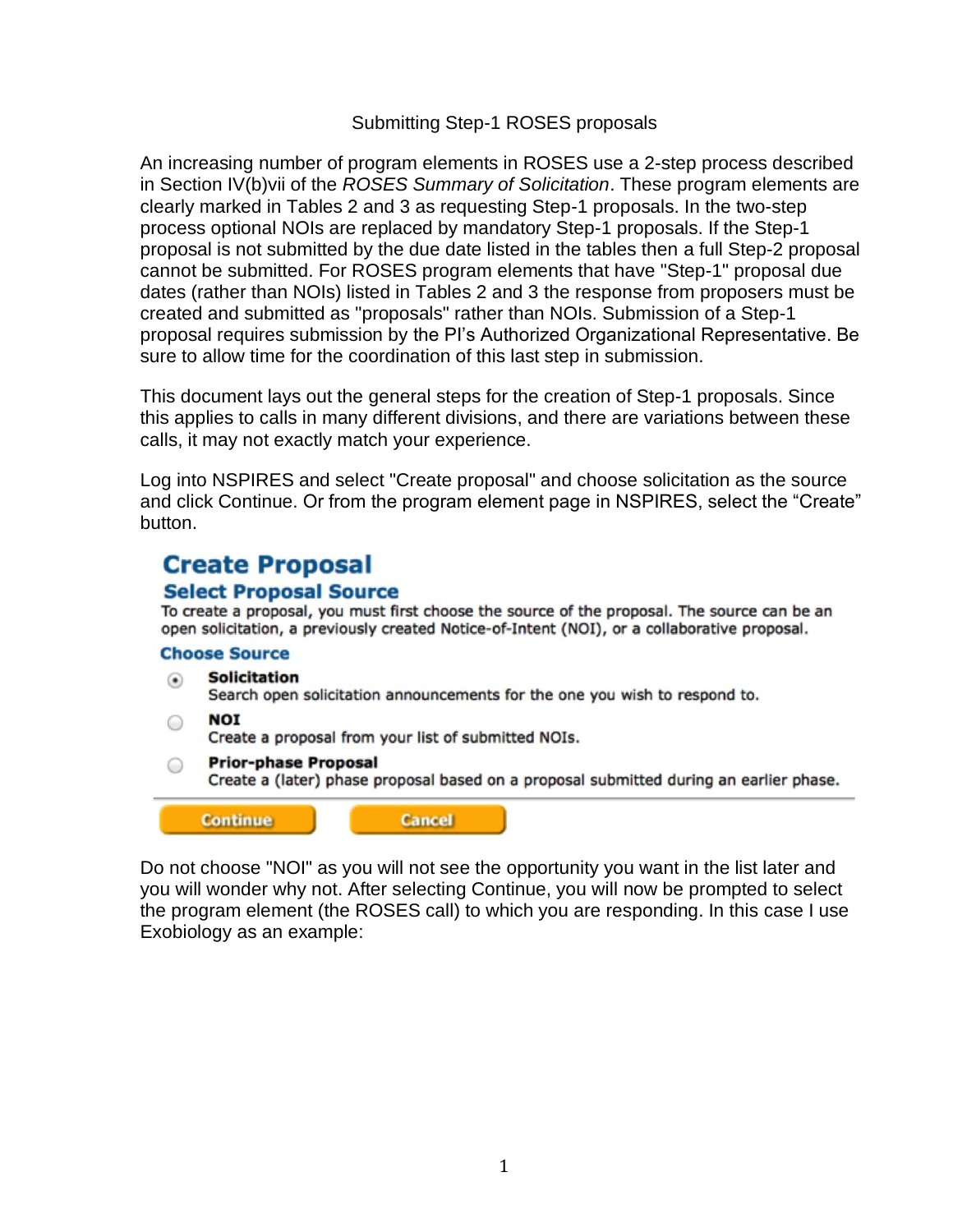# Submitting Step-1 ROSES proposals

An increasing number of program elements in ROSES use a 2-step process described in Section IV(b)vii of the *ROSES Summary of Solicitation*. These program elements are clearly marked in Tables 2 and 3 as requesting Step-1 proposals. In the two-step process optional NOIs are replaced by mandatory Step-1 proposals. If the Step-1 proposal is not submitted by the due date listed in the tables then a full Step-2 proposal cannot be submitted. For ROSES program elements that have "Step-1" proposal due dates (rather than NOIs) listed in Tables 2 and 3 the response from proposers must be created and submitted as "proposals" rather than NOIs. Submission of a Step-1 proposal requires submission by the PI's Authorized Organizational Representative. Be sure to allow time for the coordination of this last step in submission.

This document lays out the general steps for the creation of Step-1 proposals. Since this applies to calls in many different divisions, and there are variations between these calls, it may not exactly match your experience.

Log into NSPIRES and select "Create proposal" and choose solicitation as the source and click Continue. Or from the program element page in NSPIRES, select the "Create" button.

**Create Proposal**

**Select Proposal Source**

To create a proposal, you must first choose the source of the proposal. The source can be an open solicitation, a previously created Notice-of-Intent (NOI), or a collaborative proposal.

**Choose Source**

- (•) **Solicitation** — Search open solicitation announcements for the one you wish to respond to.
- ( ) **NOI** — Create a proposal from your list of submitted NOIs.
- ( ) **Prior-phase Proposal** — Create a (later) phase proposal based on a proposal submitted during an earlier phase.

[Continue] [Cancel]

Do not choose "NOI" as you will not see the opportunity you want in the list later and you will wonder why not. After selecting Continue, you will now be prompted to select the program element (the ROSES call) to which you are responding. In this case I use Exobiology as an example: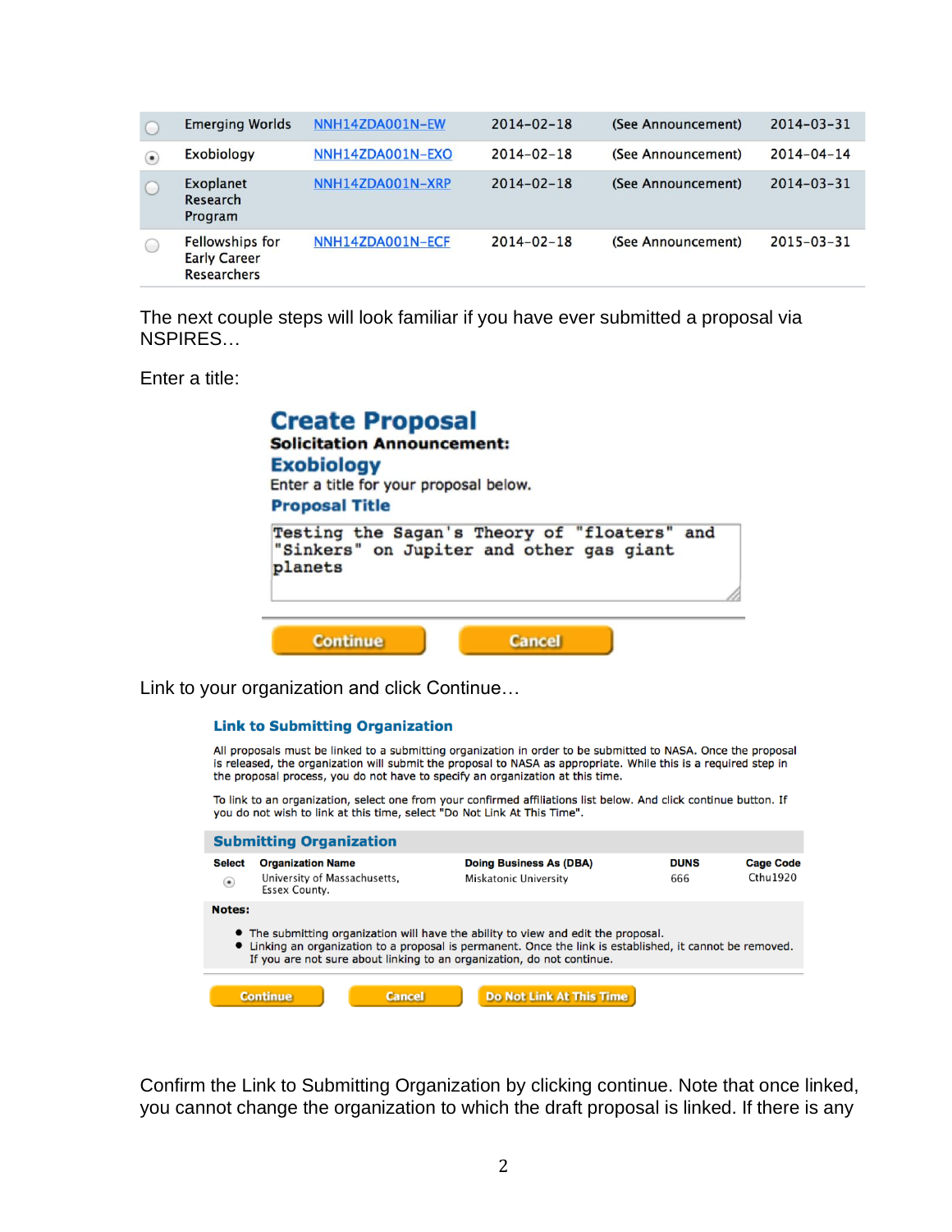| | | | | | |
|---|---|---|---|---|---|
| ○ | Emerging Worlds | NNH14ZDA001N-EW | 2014-02-18 | (See Announcement) | 2014-03-31 |
| ● | Exobiology | NNH14ZDA001N-EXO | 2014-02-18 | (See Announcement) | 2014-04-14 |
| ○ | Exoplanet Research Program | NNH14ZDA001N-XRP | 2014-02-18 | (See Announcement) | 2014-03-31 |
| ○ | Fellowships for Early Career Researchers | NNH14ZDA001N-ECF | 2014-02-18 | (See Announcement) | 2015-03-31 |

The next couple steps will look familiar if you have ever submitted a proposal via NSPIRES…

Enter a title:

## Create Proposal

**Solicitation Announcement:**

**Exobiology**

Enter a title for your proposal below.

**Proposal Title**

```
Testing the Sagan's Theory of "floaters" and
"Sinkers" on Jupiter and other gas giant
planets
```

[Continue] [Cancel]

Link to your organization and click Continue…

### Link to Submitting Organization

All proposals must be linked to a submitting organization in order to be submitted to NASA. Once the proposal is released, the organization will submit the proposal to NASA as appropriate. While this is a required step in the proposal process, you do not have to specify an organization at this time.

To link to an organization, select one from your confirmed affiliations list below. And click continue button. If you do not wish to link at this time, select "Do Not Link At This Time".

**Submitting Organization**

| Select | Organization Name | Doing Business As (DBA) | DUNS | Cage Code |
|---|---|---|---|---|
| ● | University of Massachusetts, Essex County. | Miskatonic University | 666 | Cthu1920 |

**Notes:**

- The submitting organization will have the ability to view and edit the proposal.
- Linking an organization to a proposal is permanent. Once the link is established, it cannot be removed. If you are not sure about linking to an organization, do not continue.

[Continue] [Cancel] [Do Not Link At This Time]

Confirm the Link to Submitting Organization by clicking continue. Note that once linked, you cannot change the organization to which the draft proposal is linked. If there is any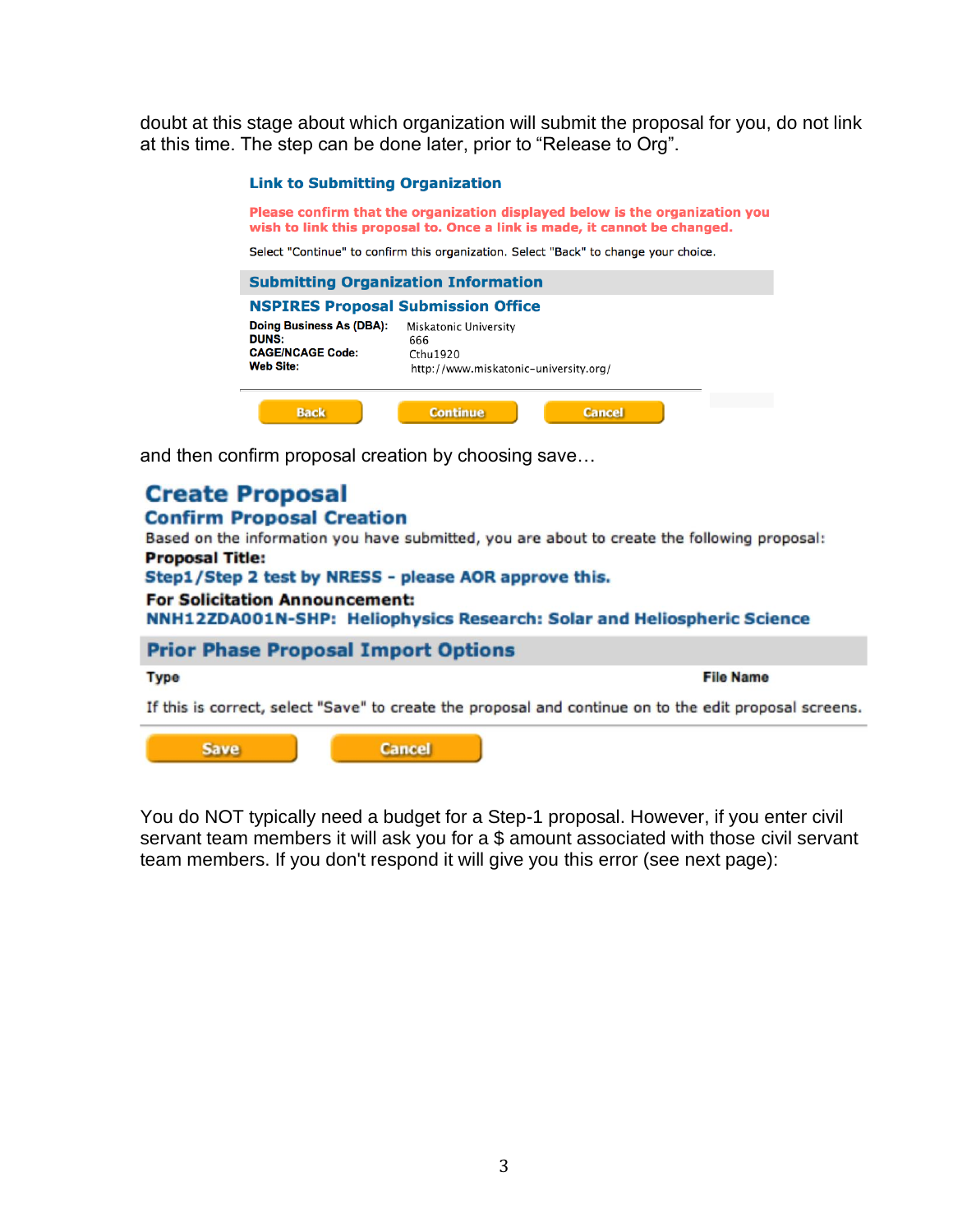doubt at this stage about which organization will submit the proposal for you, do not link at this time. The step can be done later, prior to “Release to Org”.

**Link to Submitting Organization**

**Please confirm that the organization displayed below is the organization you wish to link this proposal to. Once a link is made, it cannot be changed.**

Select "Continue" to confirm this organization. Select "Back" to change your choice.

**Submitting Organization Information**

**NSPIRES Proposal Submission Office**

| | |
|---|---|
| **Doing Business As (DBA):** | Miskatonic University |
| **DUNS:** | 666 |
| **CAGE/NCAGE Code:** | Cthu1920 |
| **Web Site:** | http://www.miskatonic-university.org/ |

Back | Continue | Cancel

and then confirm proposal creation by choosing save…

## Create Proposal

### Confirm Proposal Creation

Based on the information you have submitted, you are about to create the following proposal:

**Proposal Title:**

**Step1/Step 2 test by NRESS - please AOR approve this.**

**For Solicitation Announcement:**

**NNH12ZDA001N-SHP: Heliophysics Research: Solar and Heliospheric Science**

**Prior Phase Proposal Import Options**

| Type | File Name |
|---|---|

If this is correct, select "Save" to create the proposal and continue on to the edit proposal screens.

Save | Cancel

You do NOT typically need a budget for a Step-1 proposal. However, if you enter civil servant team members it will ask you for a $ amount associated with those civil servant team members. If you don't respond it will give you this error (see next page):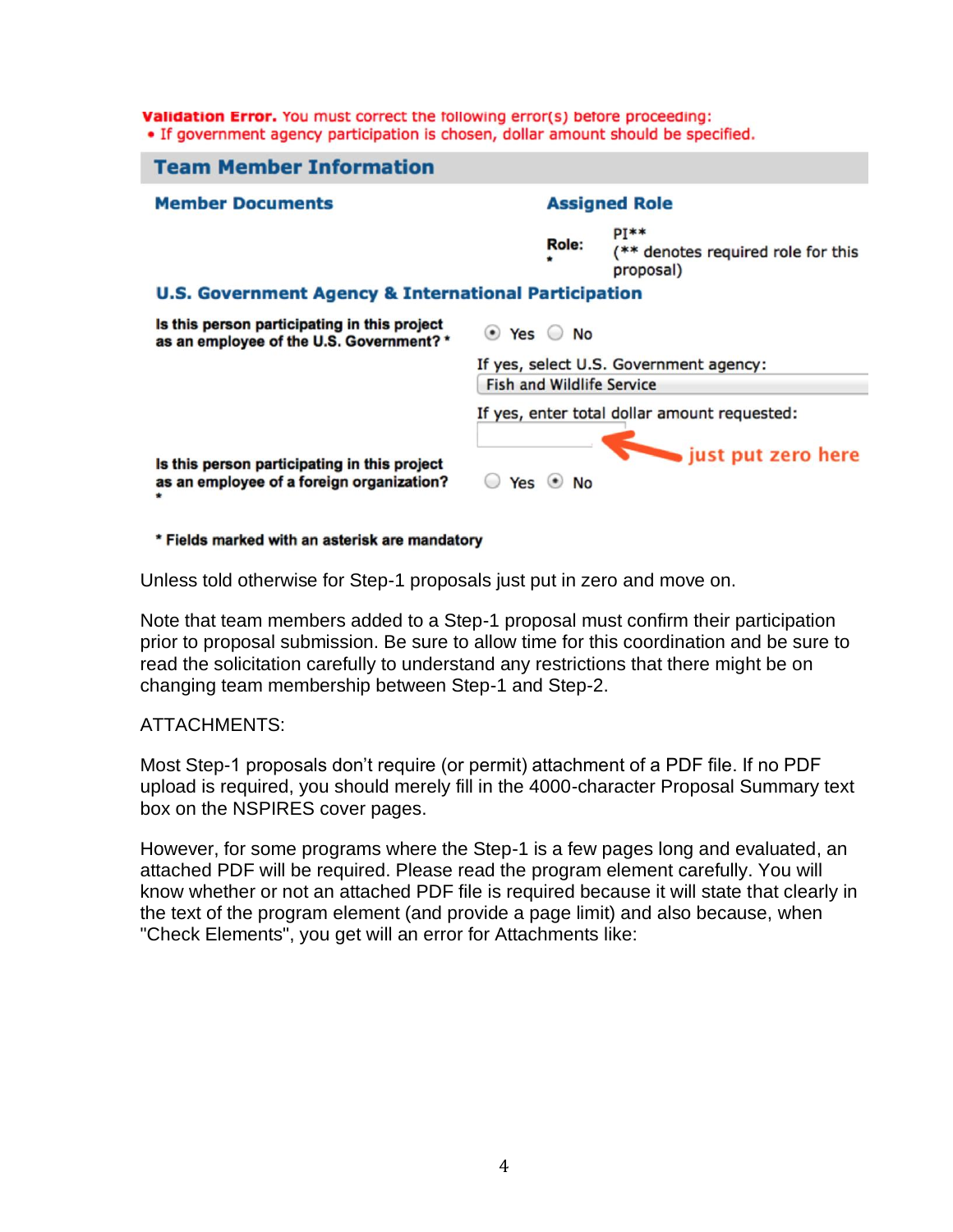**Validation Error.** You must correct the following error(s) before proceeding:
- If government agency participation is chosen, dollar amount should be specified.

## Team Member Information

**Member Documents** | **Assigned Role**

Role: * PI** (** denotes required role for this proposal)

**U.S. Government Agency & International Participation**

**Is this person participating in this project as an employee of the U.S. Government? *** (•) Yes ( ) No

If yes, select U.S. Government agency: Fish and Wildlife Service

If yes, enter total dollar amount requested: [ ] ← just put zero here

**Is this person participating in this project as an employee of a foreign organization? *** ( ) Yes (•) No

*** Fields marked with an asterisk are mandatory**

Unless told otherwise for Step-1 proposals just put in zero and move on.

Note that team members added to a Step-1 proposal must confirm their participation prior to proposal submission. Be sure to allow time for this coordination and be sure to read the solicitation carefully to understand any restrictions that there might be on changing team membership between Step-1 and Step-2.

ATTACHMENTS:

Most Step-1 proposals don't require (or permit) attachment of a PDF file. If no PDF upload is required, you should merely fill in the 4000-character Proposal Summary text box on the NSPIRES cover pages.

However, for some programs where the Step-1 is a few pages long and evaluated, an attached PDF will be required. Please read the program element carefully. You will know whether or not an attached PDF file is required because it will state that clearly in the text of the program element (and provide a page limit) and also because, when "Check Elements", you get will an error for Attachments like: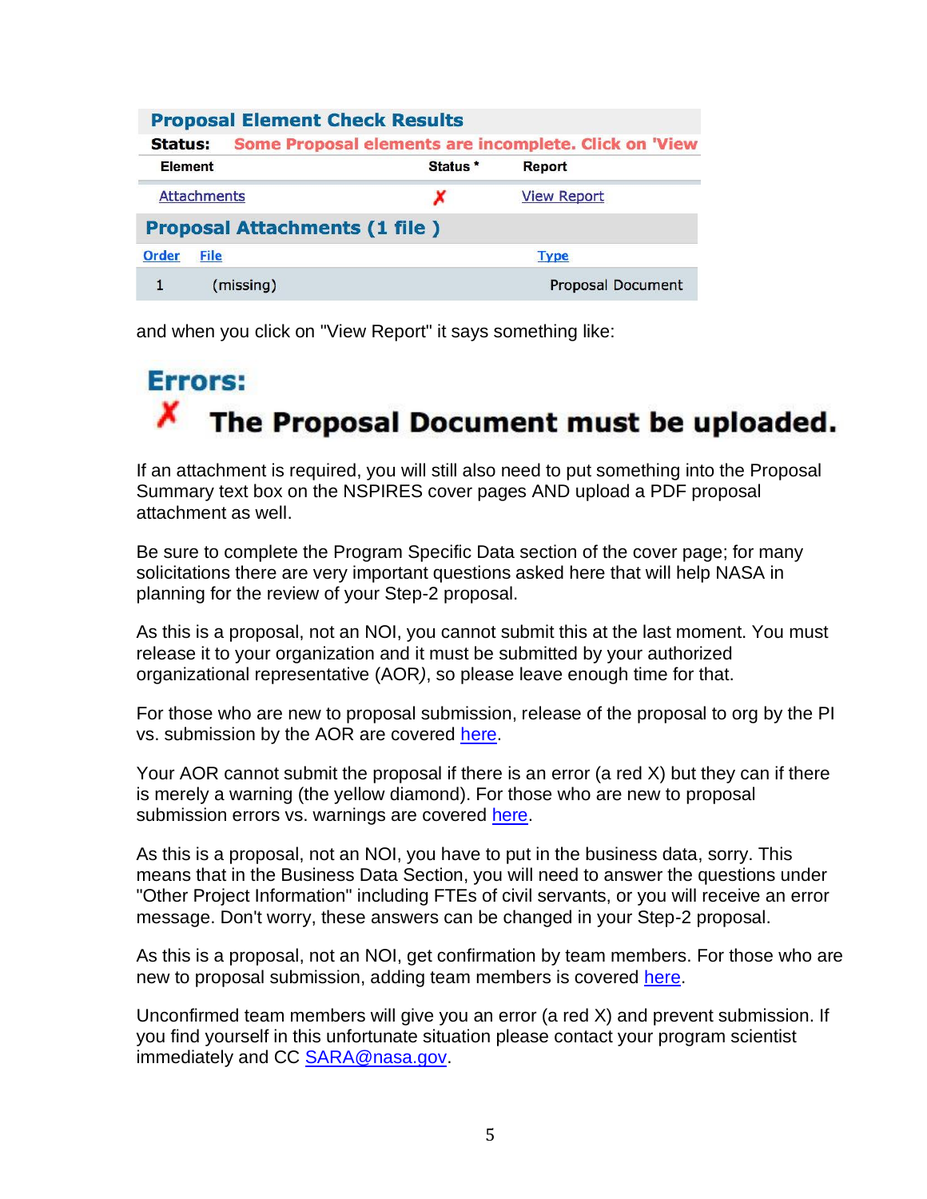**Proposal Element Check Results**

**Status:** Some Proposal elements are incomplete. Click on 'View

| Element | Status * | Report |
|---|---|---|
| Attachments | ✗ | View Report |

**Proposal Attachments (1 file )**

| Order | File | Type |
|---|---|---|
| 1 | (missing) | Proposal Document |

and when you click on "View Report" it says something like:

**Errors:**

✗ **The Proposal Document must be uploaded.**

If an attachment is required, you will still also need to put something into the Proposal Summary text box on the NSPIRES cover pages AND upload a PDF proposal attachment as well.

Be sure to complete the Program Specific Data section of the cover page; for many solicitations there are very important questions asked here that will help NASA in planning for the review of your Step-2 proposal.

As this is a proposal, not an NOI, you cannot submit this at the last moment. You must release it to your organization and it must be submitted by your authorized organizational representative (AOR*)*, so please leave enough time for that.

For those who are new to proposal submission, release of the proposal to org by the PI vs. submission by the AOR are covered here.

Your AOR cannot submit the proposal if there is an error (a red X) but they can if there is merely a warning (the yellow diamond). For those who are new to proposal submission errors vs. warnings are covered here.

As this is a proposal, not an NOI, you have to put in the business data, sorry. This means that in the Business Data Section, you will need to answer the questions under "Other Project Information" including FTEs of civil servants, or you will receive an error message. Don't worry, these answers can be changed in your Step-2 proposal.

As this is a proposal, not an NOI, get confirmation by team members. For those who are new to proposal submission, adding team members is covered here.

Unconfirmed team members will give you an error (a red X) and prevent submission. If you find yourself in this unfortunate situation please contact your program scientist immediately and CC SARA@nasa.gov.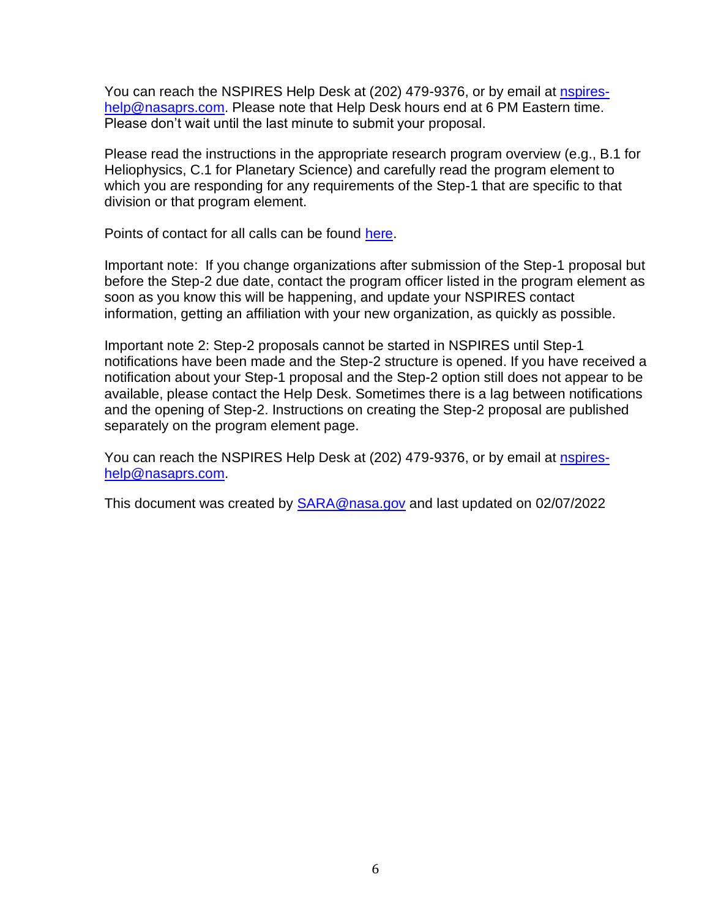You can reach the NSPIRES Help Desk at (202) 479-9376, or by email at nspires-help@nasaprs.com. Please note that Help Desk hours end at 6 PM Eastern time. Please don't wait until the last minute to submit your proposal.

Please read the instructions in the appropriate research program overview (e.g., B.1 for Heliophysics, C.1 for Planetary Science) and carefully read the program element to which you are responding for any requirements of the Step-1 that are specific to that division or that program element.

Points of contact for all calls can be found here.

Important note: If you change organizations after submission of the Step-1 proposal but before the Step-2 due date, contact the program officer listed in the program element as soon as you know this will be happening, and update your NSPIRES contact information, getting an affiliation with your new organization, as quickly as possible.

Important note 2: Step-2 proposals cannot be started in NSPIRES until Step-1 notifications have been made and the Step-2 structure is opened. If you have received a notification about your Step-1 proposal and the Step-2 option still does not appear to be available, please contact the Help Desk. Sometimes there is a lag between notifications and the opening of Step-2. Instructions on creating the Step-2 proposal are published separately on the program element page.

You can reach the NSPIRES Help Desk at (202) 479-9376, or by email at nspires-help@nasaprs.com.

This document was created by SARA@nasa.gov and last updated on 02/07/2022